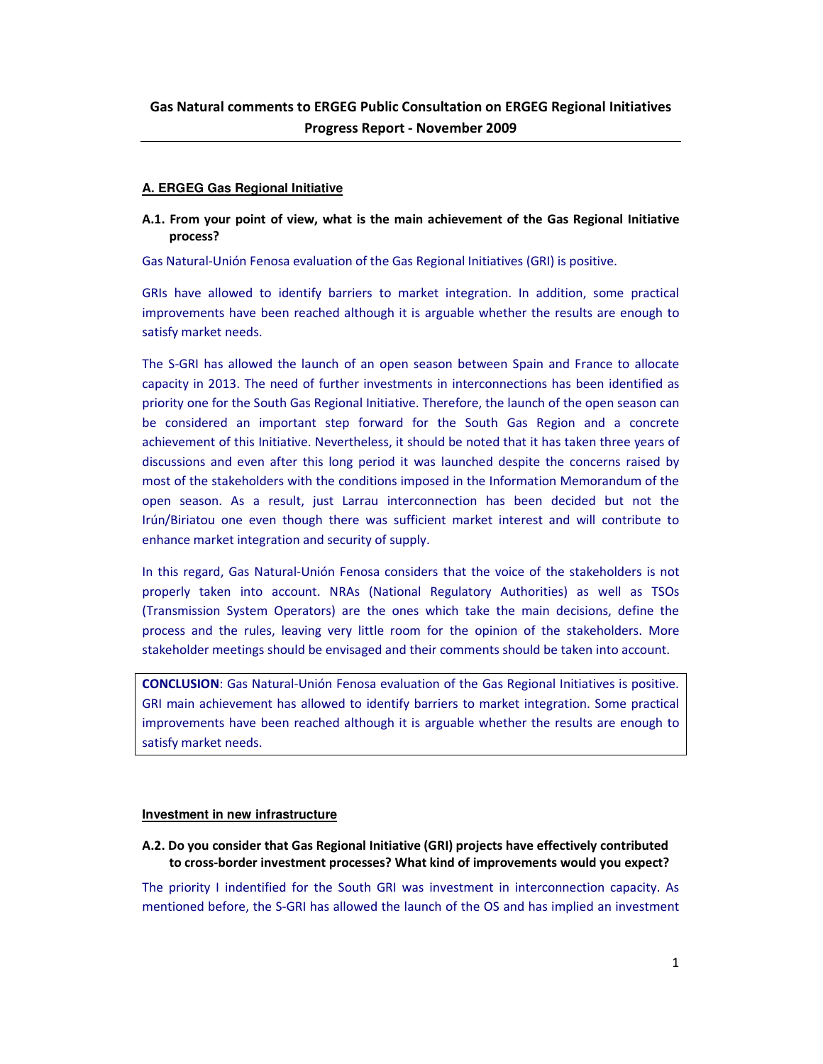# Gas Natural comments to ERGEG Public Consultation on ERGEG Regional Initiatives Progress Report - November 2009

## A. ERGEG Gas Regional Initiative

**A.1. From your point of view, what is the main achievement of the Gas Regional Initiative process?**

Gas Natural-Unión Fenosa evaluation of the Gas Regional Initiatives (GRI) is positive.

GRIs have allowed to identify barriers to market integration. In addition, some practical improvements have been reached although it is arguable whether the results are enough to satisfy market needs.

The S-GRI has allowed the launch of an open season between Spain and France to allocate capacity in 2013. The need of further investments in interconnections has been identified as priority one for the South Gas Regional Initiative. Therefore, the launch of the open season can be considered an important step forward for the South Gas Region and a concrete achievement of this Initiative. Nevertheless, it should be noted that it has taken three years of discussions and even after this long period it was launched despite the concerns raised by most of the stakeholders with the conditions imposed in the Information Memorandum of the open season. As a result, just Larrau interconnection has been decided but not the Irún/Biriatou one even though there was sufficient market interest and will contribute to enhance market integration and security of supply.

In this regard, Gas Natural-Unión Fenosa considers that the voice of the stakeholders is not properly taken into account. NRAs (National Regulatory Authorities) as well as TSOs (Transmission System Operators) are the ones which take the main decisions, define the process and the rules, leaving very little room for the opinion of the stakeholders. More stakeholder meetings should be envisaged and their comments should be taken into account.

> **CONCLUSION**: Gas Natural-Unión Fenosa evaluation of the Gas Regional Initiatives is positive. GRI main achievement has allowed to identify barriers to market integration. Some practical improvements have been reached although it is arguable whether the results are enough to satisfy market needs.

## Investment in new infrastructure

**A.2. Do you consider that Gas Regional Initiative (GRI) projects have effectively contributed to cross-border investment processes? What kind of improvements would you expect?**

The priority I indentified for the South GRI was investment in interconnection capacity. As mentioned before, the S-GRI has allowed the launch of the OS and has implied an investment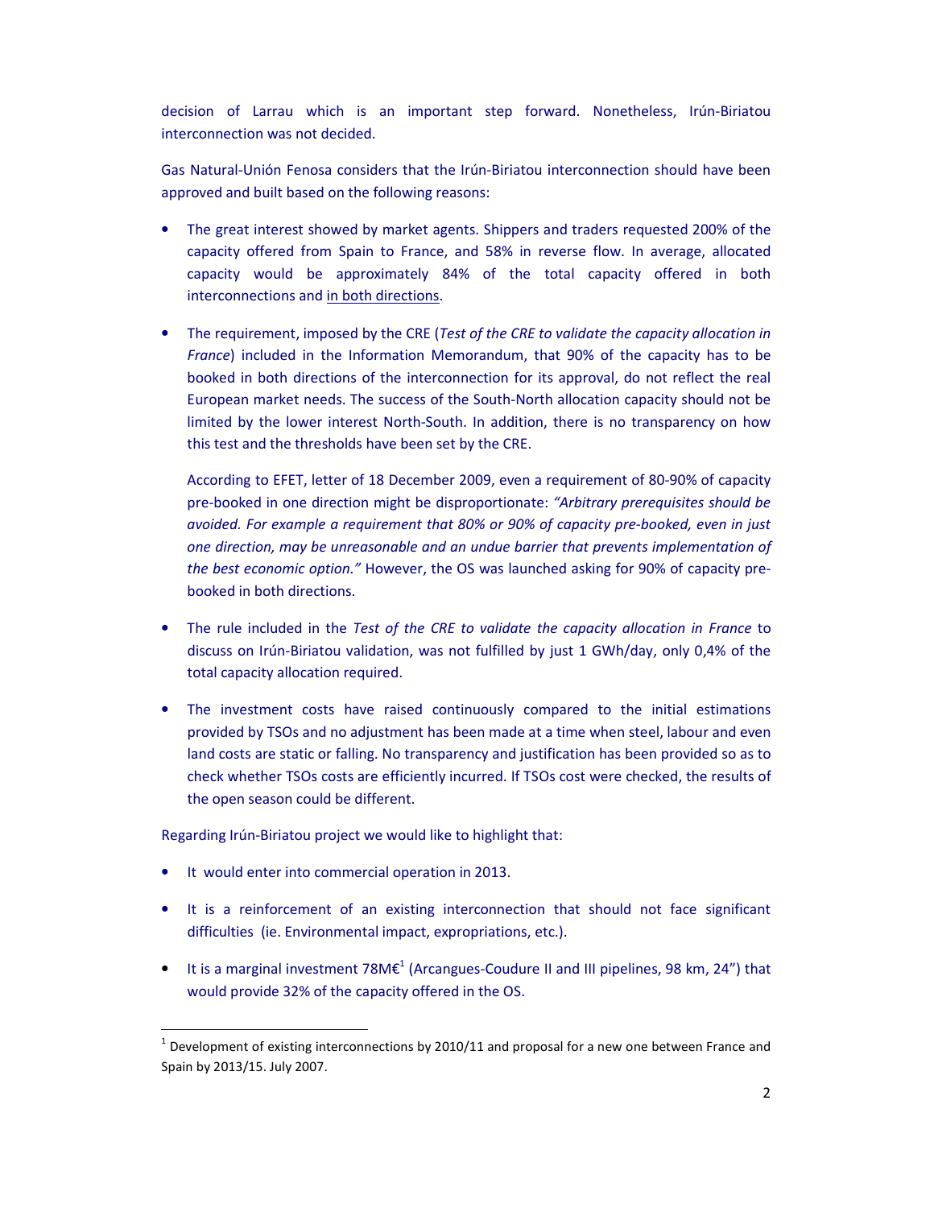decision of Larrau which is an important step forward. Nonetheless, Irún-Biriatou interconnection was not decided.

Gas Natural-Unión Fenosa considers that the Irún-Biriatou interconnection should have been approved and built based on the following reasons:

- The great interest showed by market agents. Shippers and traders requested 200% of the capacity offered from Spain to France, and 58% in reverse flow. In average, allocated capacity would be approximately 84% of the total capacity offered in both interconnections and in both directions.

- The requirement, imposed by the CRE (*Test of the CRE to validate the capacity allocation in France*) included in the Information Memorandum, that 90% of the capacity has to be booked in both directions of the interconnection for its approval, do not reflect the real European market needs. The success of the South-North allocation capacity should not be limited by the lower interest North-South. In addition, there is no transparency on how this test and the thresholds have been set by the CRE.

  According to EFET, letter of 18 December 2009, even a requirement of 80-90% of capacity pre-booked in one direction might be disproportionate: *"Arbitrary prerequisites should be avoided. For example a requirement that 80% or 90% of capacity pre-booked, even in just one direction, may be unreasonable and an undue barrier that prevents implementation of the best economic option."* However, the OS was launched asking for 90% of capacity pre-booked in both directions.

- The rule included in the *Test of the CRE to validate the capacity allocation in France* to discuss on Irún-Biriatou validation, was not fulfilled by just 1 GWh/day, only 0,4% of the total capacity allocation required.

- The investment costs have raised continuously compared to the initial estimations provided by TSOs and no adjustment has been made at a time when steel, labour and even land costs are static or falling. No transparency and justification has been provided so as to check whether TSOs costs are efficiently incurred. If TSOs cost were checked, the results of the open season could be different.

Regarding Irún-Biriatou project we would like to highlight that:

- It would enter into commercial operation in 2013.

- It is a reinforcement of an existing interconnection that should not face significant difficulties (ie. Environmental impact, expropriations, etc.).

- It is a marginal investment 78M€[1] (Arcangues-Coudure II and III pipelines, 98 km, 24") that would provide 32% of the capacity offered in the OS.

[1] Development of existing interconnections by 2010/11 and proposal for a new one between France and Spain by 2013/15. July 2007.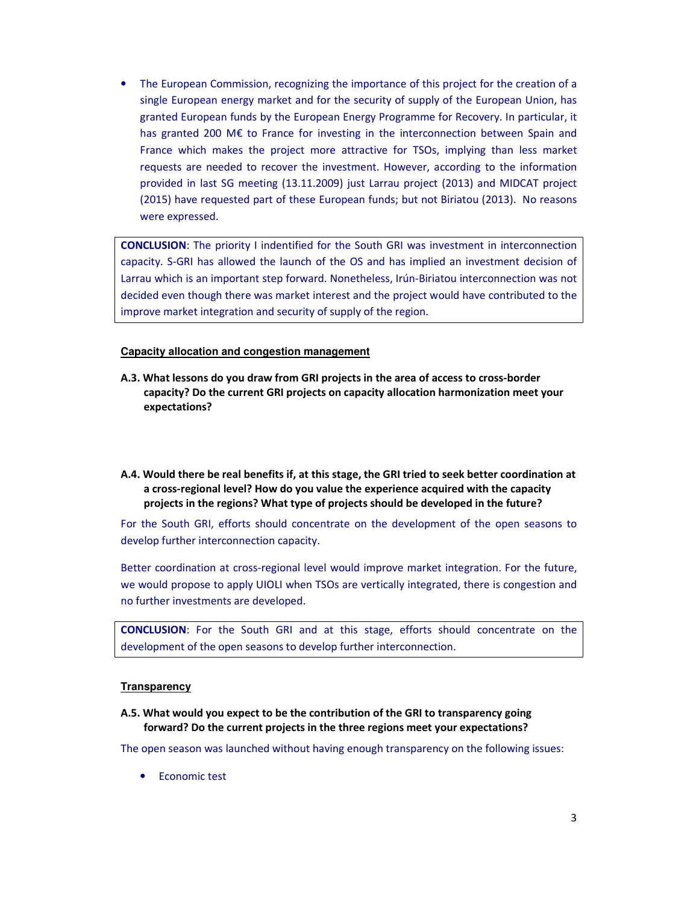- The European Commission, recognizing the importance of this project for the creation of a single European energy market and for the security of supply of the European Union, has granted European funds by the European Energy Programme for Recovery. In particular, it has granted 200 M€ to France for investing in the interconnection between Spain and France which makes the project more attractive for TSOs, implying than less market requests are needed to recover the investment. However, according to the information provided in last SG meeting (13.11.2009) just Larrau project (2013) and MIDCAT project (2015) have requested part of these European funds; but not Biriatou (2013). No reasons were expressed.

**CONCLUSION**: The priority I indentified for the South GRI was investment in interconnection capacity. S-GRI has allowed the launch of the OS and has implied an investment decision of Larrau which is an important step forward. Nonetheless, Irún-Biriatou interconnection was not decided even though there was market interest and the project would have contributed to the improve market integration and security of supply of the region.

**Capacity allocation and congestion management**

**A.3. What lessons do you draw from GRI projects in the area of access to cross-border capacity? Do the current GRI projects on capacity allocation harmonization meet your expectations?**

**A.4. Would there be real benefits if, at this stage, the GRI tried to seek better coordination at a cross-regional level? How do you value the experience acquired with the capacity projects in the regions? What type of projects should be developed in the future?**

For the South GRI, efforts should concentrate on the development of the open seasons to develop further interconnection capacity.

Better coordination at cross-regional level would improve market integration. For the future, we would propose to apply UIOLI when TSOs are vertically integrated, there is congestion and no further investments are developed.

**CONCLUSION**: For the South GRI and at this stage, efforts should concentrate on the development of the open seasons to develop further interconnection.

**Transparency**

**A.5. What would you expect to be the contribution of the GRI to transparency going forward? Do the current projects in the three regions meet your expectations?**

The open season was launched without having enough transparency on the following issues:

- Economic test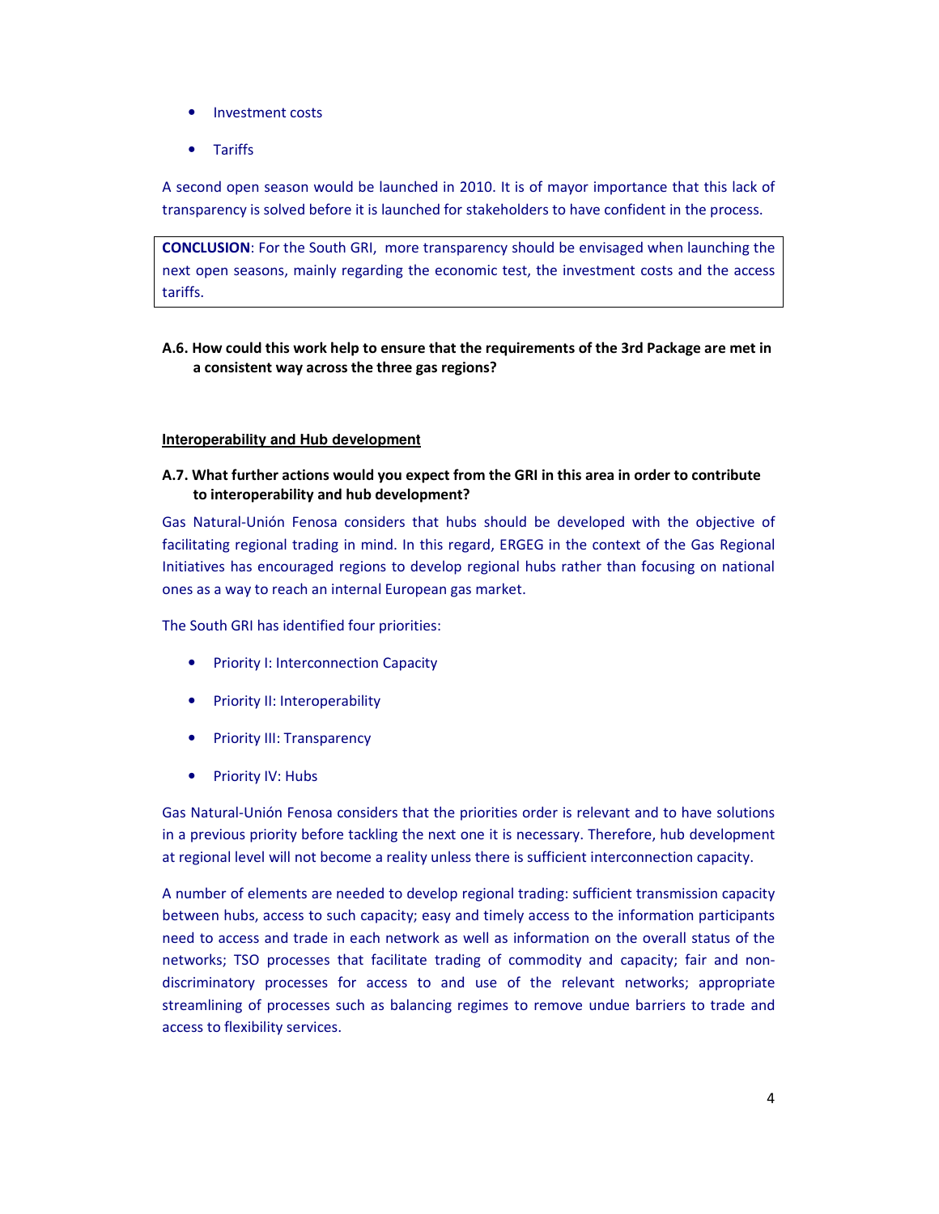- Investment costs
- Tariffs

A second open season would be launched in 2010. It is of mayor importance that this lack of transparency is solved before it is launched for stakeholders to have confident in the process.

> **CONCLUSION**: For the South GRI, more transparency should be envisaged when launching the next open seasons, mainly regarding the economic test, the investment costs and the access tariffs.

**A.6. How could this work help to ensure that the requirements of the 3rd Package are met in a consistent way across the three gas regions?**

**<u>Interoperability and Hub development</u>**

**A.7. What further actions would you expect from the GRI in this area in order to contribute to interoperability and hub development?**

Gas Natural-Unión Fenosa considers that hubs should be developed with the objective of facilitating regional trading in mind. In this regard, ERGEG in the context of the Gas Regional Initiatives has encouraged regions to develop regional hubs rather than focusing on national ones as a way to reach an internal European gas market.

The South GRI has identified four priorities:

- Priority I: Interconnection Capacity
- Priority II: Interoperability
- Priority III: Transparency
- Priority IV: Hubs

Gas Natural-Unión Fenosa considers that the priorities order is relevant and to have solutions in a previous priority before tackling the next one it is necessary. Therefore, hub development at regional level will not become a reality unless there is sufficient interconnection capacity.

A number of elements are needed to develop regional trading: sufficient transmission capacity between hubs, access to such capacity; easy and timely access to the information participants need to access and trade in each network as well as information on the overall status of the networks; TSO processes that facilitate trading of commodity and capacity; fair and non-discriminatory processes for access to and use of the relevant networks; appropriate streamlining of processes such as balancing regimes to remove undue barriers to trade and access to flexibility services.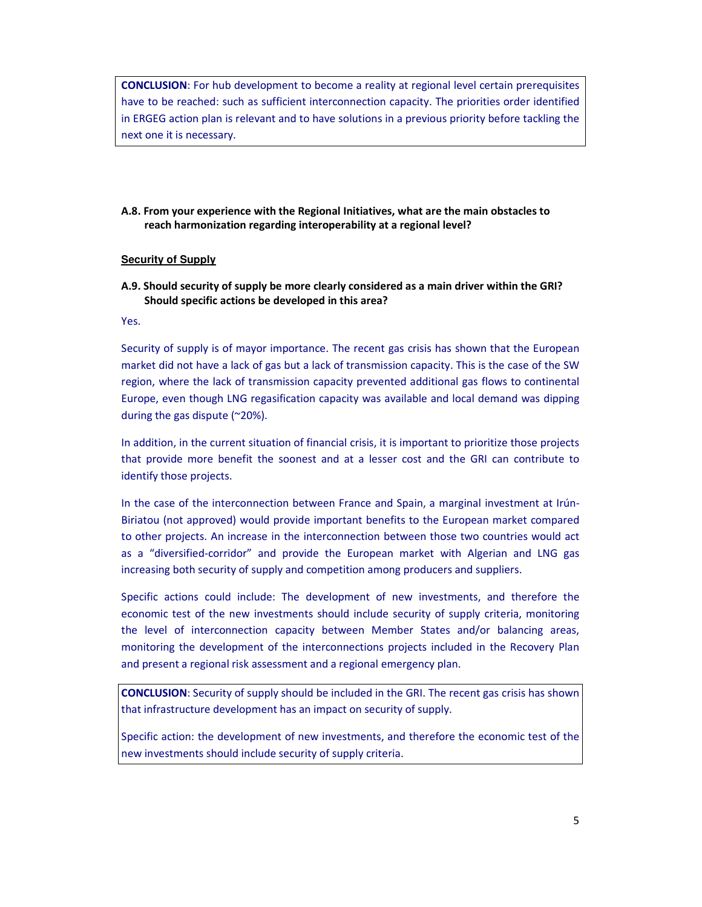**CONCLUSION**: For hub development to become a reality at regional level certain prerequisites have to be reached: such as sufficient interconnection capacity. The priorities order identified in ERGEG action plan is relevant and to have solutions in a previous priority before tackling the next one it is necessary.

**A.8. From your experience with the Regional Initiatives, what are the main obstacles to reach harmonization regarding interoperability at a regional level?**

**Security of Supply**

**A.9. Should security of supply be more clearly considered as a main driver within the GRI? Should specific actions be developed in this area?**

Yes.

Security of supply is of mayor importance. The recent gas crisis has shown that the European market did not have a lack of gas but a lack of transmission capacity. This is the case of the SW region, where the lack of transmission capacity prevented additional gas flows to continental Europe, even though LNG regasification capacity was available and local demand was dipping during the gas dispute (~20%).

In addition, in the current situation of financial crisis, it is important to prioritize those projects that provide more benefit the soonest and at a lesser cost and the GRI can contribute to identify those projects.

In the case of the interconnection between France and Spain, a marginal investment at Irún-Biriatou (not approved) would provide important benefits to the European market compared to other projects. An increase in the interconnection between those two countries would act as a "diversified-corridor" and provide the European market with Algerian and LNG gas increasing both security of supply and competition among producers and suppliers.

Specific actions could include: The development of new investments, and therefore the economic test of the new investments should include security of supply criteria, monitoring the level of interconnection capacity between Member States and/or balancing areas, monitoring the development of the interconnections projects included in the Recovery Plan and present a regional risk assessment and a regional emergency plan.

**CONCLUSION**: Security of supply should be included in the GRI. The recent gas crisis has shown that infrastructure development has an impact on security of supply.

Specific action: the development of new investments, and therefore the economic test of the new investments should include security of supply criteria.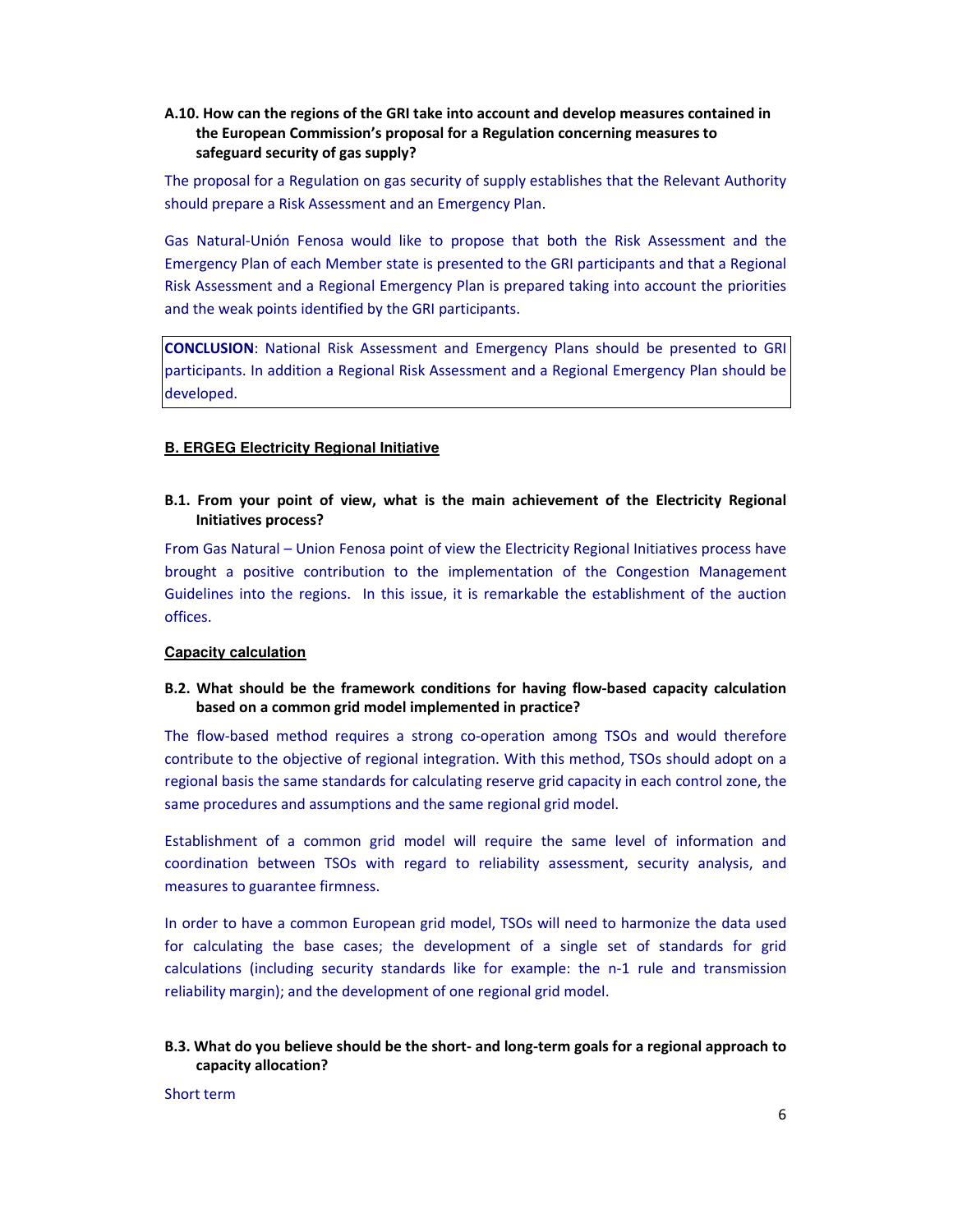**A.10. How can the regions of the GRI take into account and develop measures contained in the European Commission's proposal for a Regulation concerning measures to safeguard security of gas supply?**

The proposal for a Regulation on gas security of supply establishes that the Relevant Authority should prepare a Risk Assessment and an Emergency Plan.

Gas Natural-Unión Fenosa would like to propose that both the Risk Assessment and the Emergency Plan of each Member state is presented to the GRI participants and that a Regional Risk Assessment and a Regional Emergency Plan is prepared taking into account the priorities and the weak points identified by the GRI participants.

**CONCLUSION**: National Risk Assessment and Emergency Plans should be presented to GRI participants. In addition a Regional Risk Assessment and a Regional Emergency Plan should be developed.

## B. ERGEG Electricity Regional Initiative

**B.1. From your point of view, what is the main achievement of the Electricity Regional Initiatives process?**

From Gas Natural – Union Fenosa point of view the Electricity Regional Initiatives process have brought a positive contribution to the implementation of the Congestion Management Guidelines into the regions. In this issue, it is remarkable the establishment of the auction offices.

### Capacity calculation

**B.2. What should be the framework conditions for having flow-based capacity calculation based on a common grid model implemented in practice?**

The flow-based method requires a strong co-operation among TSOs and would therefore contribute to the objective of regional integration. With this method, TSOs should adopt on a regional basis the same standards for calculating reserve grid capacity in each control zone, the same procedures and assumptions and the same regional grid model.

Establishment of a common grid model will require the same level of information and coordination between TSOs with regard to reliability assessment, security analysis, and measures to guarantee firmness.

In order to have a common European grid model, TSOs will need to harmonize the data used for calculating the base cases; the development of a single set of standards for grid calculations (including security standards like for example: the n-1 rule and transmission reliability margin); and the development of one regional grid model.

**B.3. What do you believe should be the short- and long-term goals for a regional approach to capacity allocation?**

Short term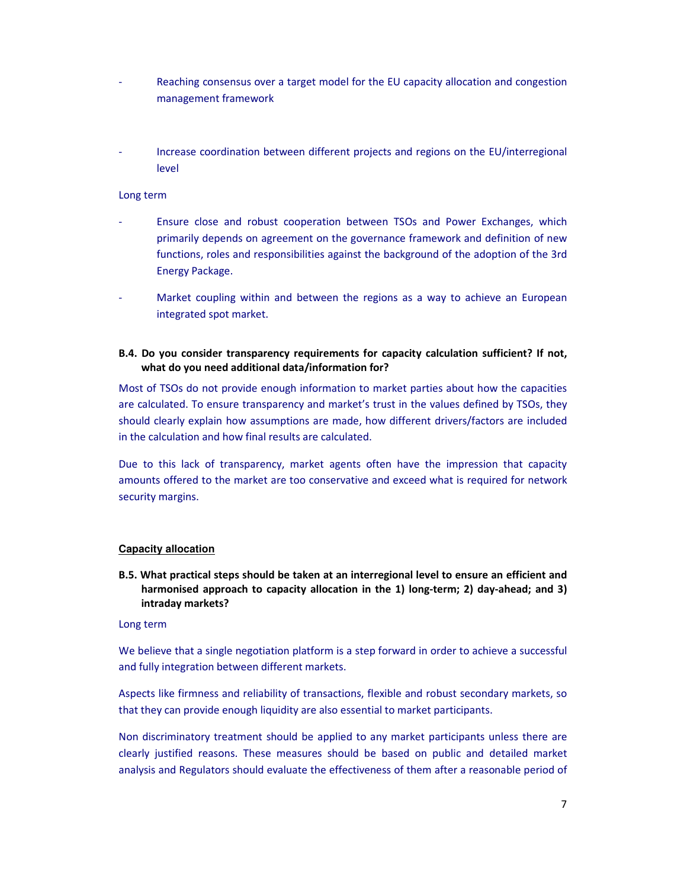- Reaching consensus over a target model for the EU capacity allocation and congestion management framework

- Increase coordination between different projects and regions on the EU/interregional level

Long term

- Ensure close and robust cooperation between TSOs and Power Exchanges, which primarily depends on agreement on the governance framework and definition of new functions, roles and responsibilities against the background of the adoption of the 3rd Energy Package.

- Market coupling within and between the regions as a way to achieve an European integrated spot market.

**B.4. Do you consider transparency requirements for capacity calculation sufficient? If not, what do you need additional data/information for?**

Most of TSOs do not provide enough information to market parties about how the capacities are calculated. To ensure transparency and market's trust in the values defined by TSOs, they should clearly explain how assumptions are made, how different drivers/factors are included in the calculation and how final results are calculated.

Due to this lack of transparency, market agents often have the impression that capacity amounts offered to the market are too conservative and exceed what is required for network security margins.

**Capacity allocation**

**B.5. What practical steps should be taken at an interregional level to ensure an efficient and harmonised approach to capacity allocation in the 1) long-term; 2) day-ahead; and 3) intraday markets?**

Long term

We believe that a single negotiation platform is a step forward in order to achieve a successful and fully integration between different markets.

Aspects like firmness and reliability of transactions, flexible and robust secondary markets, so that they can provide enough liquidity are also essential to market participants.

Non discriminatory treatment should be applied to any market participants unless there are clearly justified reasons. These measures should be based on public and detailed market analysis and Regulators should evaluate the effectiveness of them after a reasonable period of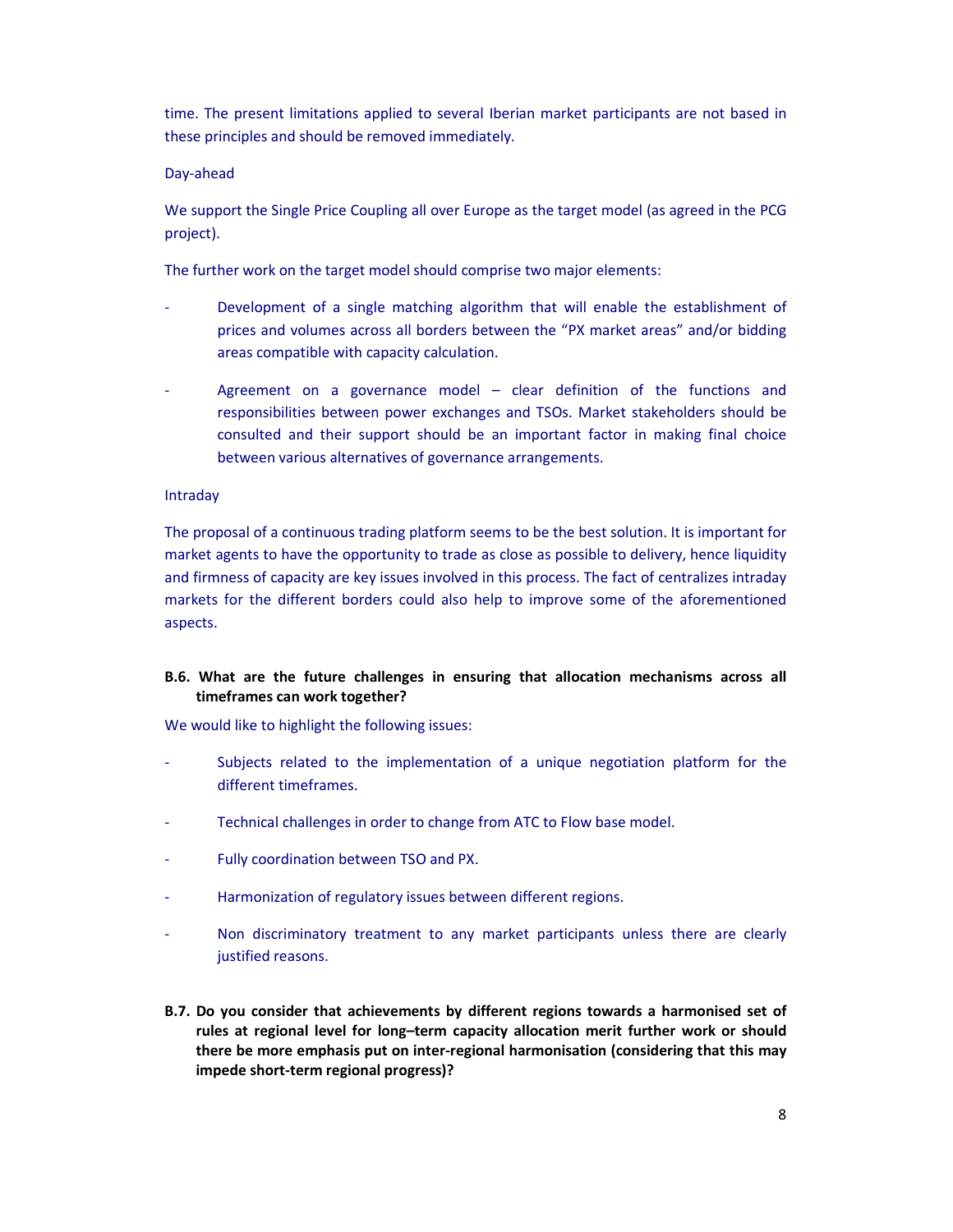time. The present limitations applied to several Iberian market participants are not based in these principles and should be removed immediately.

Day-ahead

We support the Single Price Coupling all over Europe as the target model (as agreed in the PCG project).

The further work on the target model should comprise two major elements:

- Development of a single matching algorithm that will enable the establishment of prices and volumes across all borders between the "PX market areas" and/or bidding areas compatible with capacity calculation.
- Agreement on a governance model – clear definition of the functions and responsibilities between power exchanges and TSOs. Market stakeholders should be consulted and their support should be an important factor in making final choice between various alternatives of governance arrangements.

Intraday

The proposal of a continuous trading platform seems to be the best solution. It is important for market agents to have the opportunity to trade as close as possible to delivery, hence liquidity and firmness of capacity are key issues involved in this process. The fact of centralizes intraday markets for the different borders could also help to improve some of the aforementioned aspects.

**B.6. What are the future challenges in ensuring that allocation mechanisms across all timeframes can work together?**

We would like to highlight the following issues:

- Subjects related to the implementation of a unique negotiation platform for the different timeframes.
- Technical challenges in order to change from ATC to Flow base model.
- Fully coordination between TSO and PX.
- Harmonization of regulatory issues between different regions.
- Non discriminatory treatment to any market participants unless there are clearly justified reasons.

**B.7. Do you consider that achievements by different regions towards a harmonised set of rules at regional level for long–term capacity allocation merit further work or should there be more emphasis put on inter-regional harmonisation (considering that this may impede short-term regional progress)?**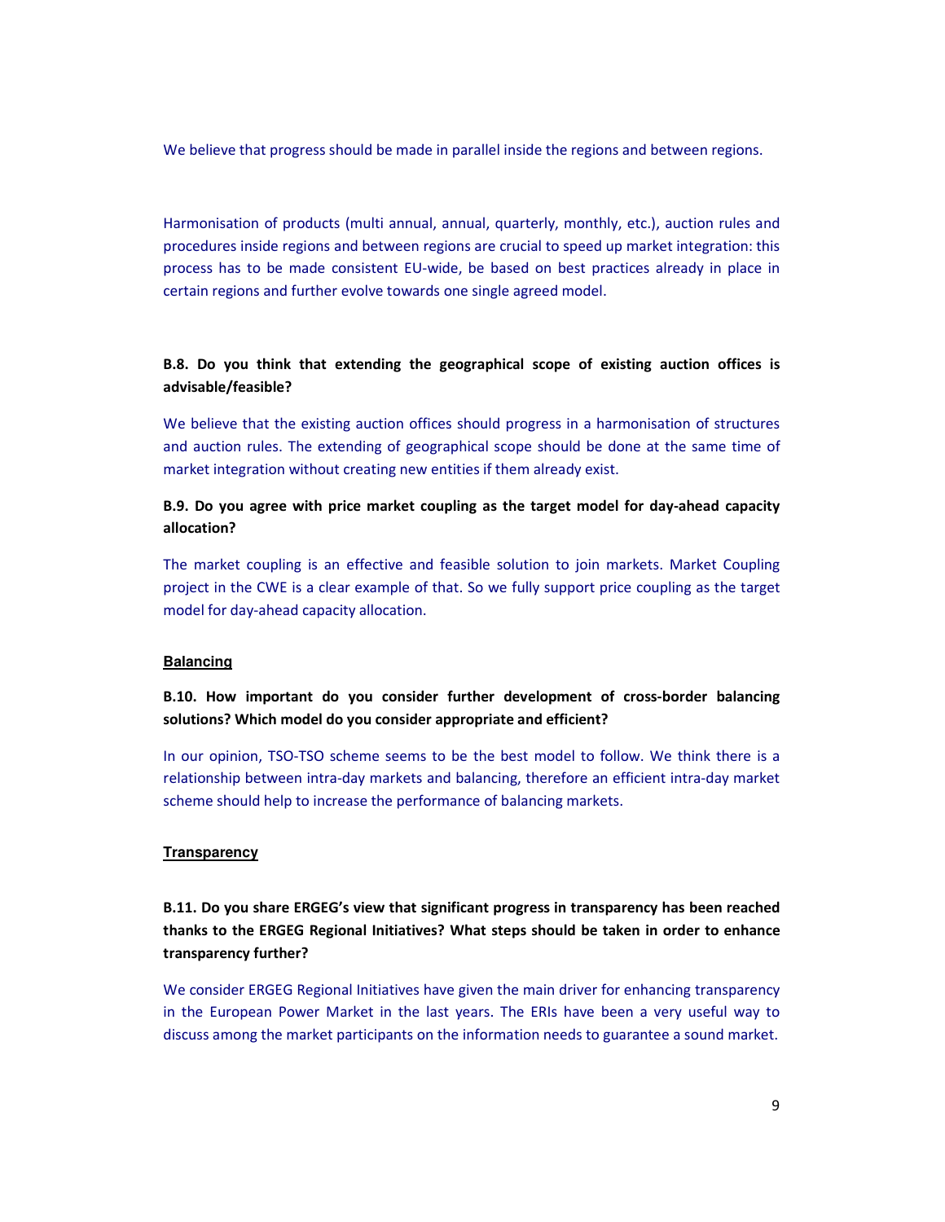We believe that progress should be made in parallel inside the regions and between regions.

Harmonisation of products (multi annual, annual, quarterly, monthly, etc.), auction rules and procedures inside regions and between regions are crucial to speed up market integration: this process has to be made consistent EU-wide, be based on best practices already in place in certain regions and further evolve towards one single agreed model.

**B.8. Do you think that extending the geographical scope of existing auction offices is advisable/feasible?**

We believe that the existing auction offices should progress in a harmonisation of structures and auction rules. The extending of geographical scope should be done at the same time of market integration without creating new entities if them already exist.

**B.9. Do you agree with price market coupling as the target model for day-ahead capacity allocation?**

The market coupling is an effective and feasible solution to join markets. Market Coupling project in the CWE is a clear example of that. So we fully support price coupling as the target model for day-ahead capacity allocation.

## Balancing

**B.10. How important do you consider further development of cross-border balancing solutions? Which model do you consider appropriate and efficient?**

In our opinion, TSO-TSO scheme seems to be the best model to follow. We think there is a relationship between intra-day markets and balancing, therefore an efficient intra-day market scheme should help to increase the performance of balancing markets.

## Transparency

**B.11. Do you share ERGEG's view that significant progress in transparency has been reached thanks to the ERGEG Regional Initiatives? What steps should be taken in order to enhance transparency further?**

We consider ERGEG Regional Initiatives have given the main driver for enhancing transparency in the European Power Market in the last years. The ERIs have been a very useful way to discuss among the market participants on the information needs to guarantee a sound market.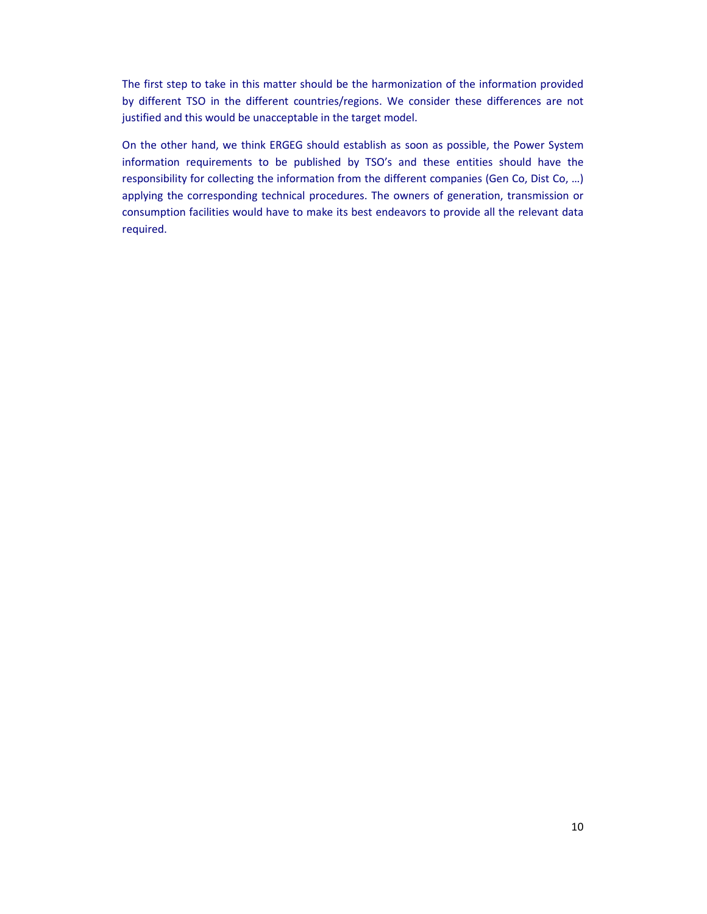The first step to take in this matter should be the harmonization of the information provided by different TSO in the different countries/regions. We consider these differences are not justified and this would be unacceptable in the target model.

On the other hand, we think ERGEG should establish as soon as possible, the Power System information requirements to be published by TSO's and these entities should have the responsibility for collecting the information from the different companies (Gen Co, Dist Co, …) applying the corresponding technical procedures. The owners of generation, transmission or consumption facilities would have to make its best endeavors to provide all the relevant data required.